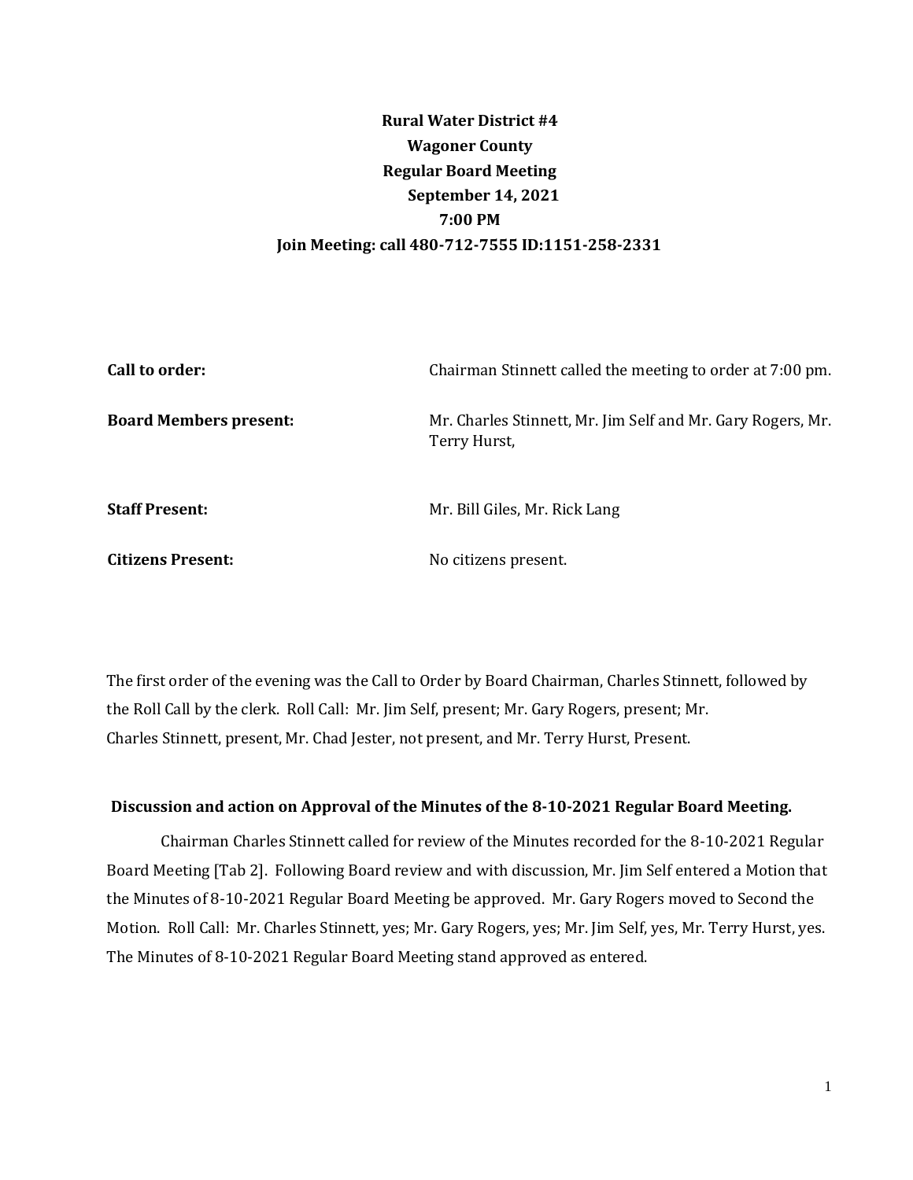**Rural Water District #4**
**Wagoner County**
**Regular Board Meeting**
**September 14, 2021**
**7:00 PM**
**Join Meeting: call 480-712-7555 ID:1151-258-2331**

| | |
|---|---|
| **Call to order:** | Chairman Stinnett called the meeting to order at 7:00 pm. |
| **Board Members present:** | Mr. Charles Stinnett, Mr. Jim Self and Mr. Gary Rogers, Mr. Terry Hurst, |
| **Staff Present:** | Mr. Bill Giles, Mr. Rick Lang |
| **Citizens Present:** | No citizens present. |

The first order of the evening was the Call to Order by Board Chairman, Charles Stinnett, followed by the Roll Call by the clerk. Roll Call: Mr. Jim Self, present; Mr. Gary Rogers, present; Mr. Charles Stinnett, present, Mr. Chad Jester, not present, and Mr. Terry Hurst, Present.

**Discussion and action on Approval of the Minutes of the 8-10-2021 Regular Board Meeting.**

Chairman Charles Stinnett called for review of the Minutes recorded for the 8-10-2021 Regular Board Meeting [Tab 2]. Following Board review and with discussion, Mr. Jim Self entered a Motion that the Minutes of 8-10-2021 Regular Board Meeting be approved. Mr. Gary Rogers moved to Second the Motion. Roll Call: Mr. Charles Stinnett, yes; Mr. Gary Rogers, yes; Mr. Jim Self, yes, Mr. Terry Hurst, yes. The Minutes of 8-10-2021 Regular Board Meeting stand approved as entered.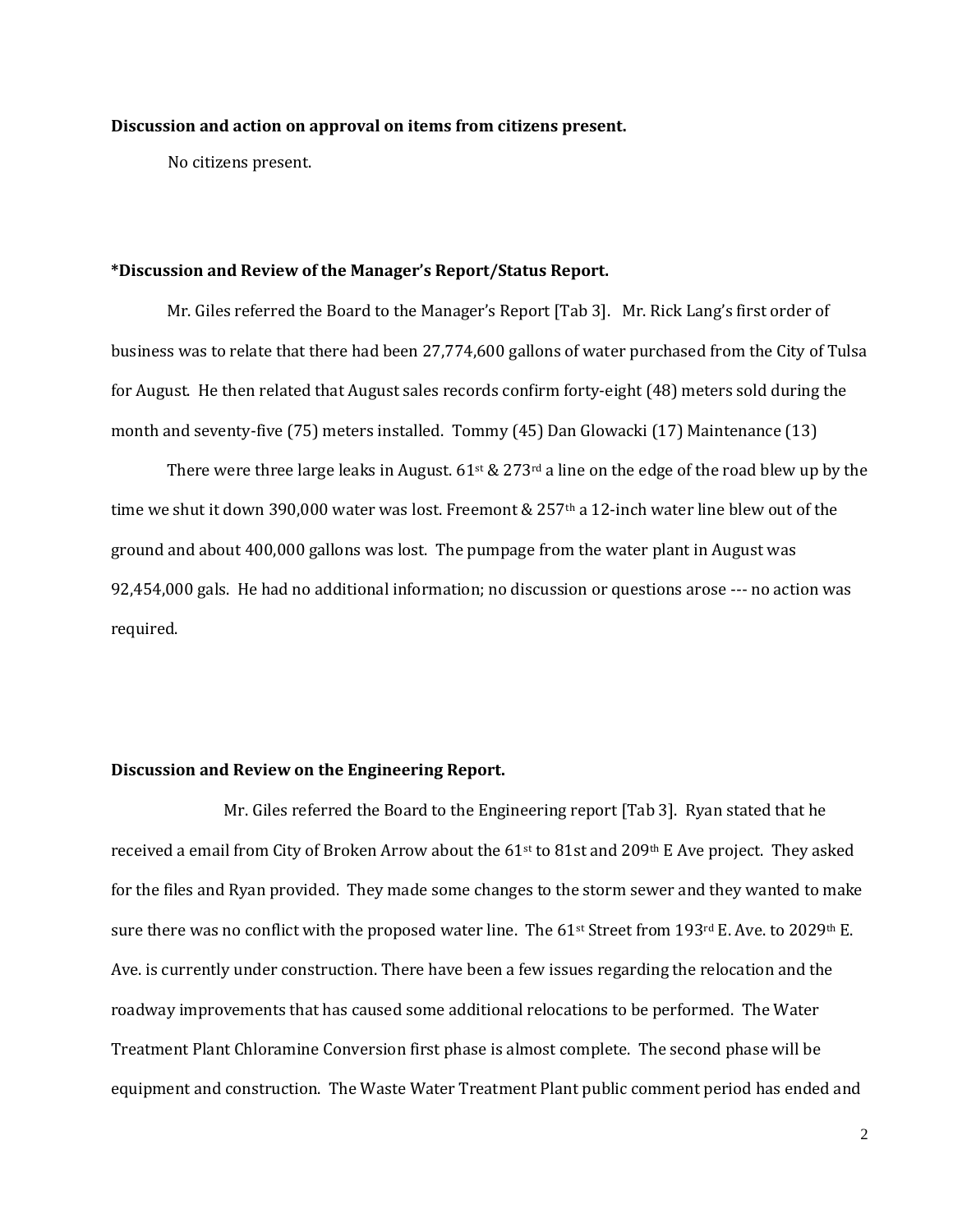**Discussion and action on approval on items from citizens present.**

No citizens present.

**\*Discussion and Review of the Manager's Report/Status Report.**

Mr. Giles referred the Board to the Manager's Report [Tab 3]. Mr. Rick Lang's first order of business was to relate that there had been 27,774,600 gallons of water purchased from the City of Tulsa for August. He then related that August sales records confirm forty-eight (48) meters sold during the month and seventy-five (75) meters installed. Tommy (45) Dan Glowacki (17) Maintenance (13)

There were three large leaks in August. 61st & 273rd a line on the edge of the road blew up by the time we shut it down 390,000 water was lost. Freemont & 257th a 12-inch water line blew out of the ground and about 400,000 gallons was lost. The pumpage from the water plant in August was 92,454,000 gals. He had no additional information; no discussion or questions arose --- no action was required.

**Discussion and Review on the Engineering Report.**

Mr. Giles referred the Board to the Engineering report [Tab 3]. Ryan stated that he received a email from City of Broken Arrow about the 61st to 81st and 209th E Ave project. They asked for the files and Ryan provided. They made some changes to the storm sewer and they wanted to make sure there was no conflict with the proposed water line. The 61st Street from 193rd E. Ave. to 2029th E. Ave. is currently under construction. There have been a few issues regarding the relocation and the roadway improvements that has caused some additional relocations to be performed. The Water Treatment Plant Chloramine Conversion first phase is almost complete. The second phase will be equipment and construction. The Waste Water Treatment Plant public comment period has ended and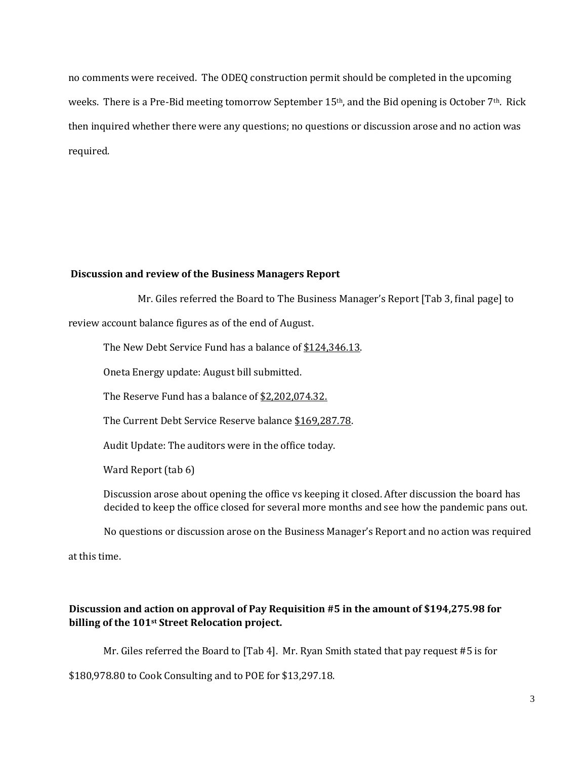no comments were received. The ODEQ construction permit should be completed in the upcoming weeks. There is a Pre-Bid meeting tomorrow September 15th, and the Bid opening is October 7th. Rick then inquired whether there were any questions; no questions or discussion arose and no action was required.

**Discussion and review of the Business Managers Report**

Mr. Giles referred the Board to The Business Manager's Report [Tab 3, final page] to review account balance figures as of the end of August.

The New Debt Service Fund has a balance of <u>$124,346.13</u>.

Oneta Energy update: August bill submitted.

The Reserve Fund has a balance of <u>$2,202,074.32.</u>

The Current Debt Service Reserve balance <u>$169,287.78</u>.

Audit Update: The auditors were in the office today.

Ward Report (tab 6)

Discussion arose about opening the office vs keeping it closed. After discussion the board has decided to keep the office closed for several more months and see how the pandemic pans out.

No questions or discussion arose on the Business Manager's Report and no action was required at this time.

**Discussion and action on approval of Pay Requisition #5 in the amount of $194,275.98 for billing of the 101st Street Relocation project.**

Mr. Giles referred the Board to [Tab 4]. Mr. Ryan Smith stated that pay request #5 is for $180,978.80 to Cook Consulting and to POE for $13,297.18.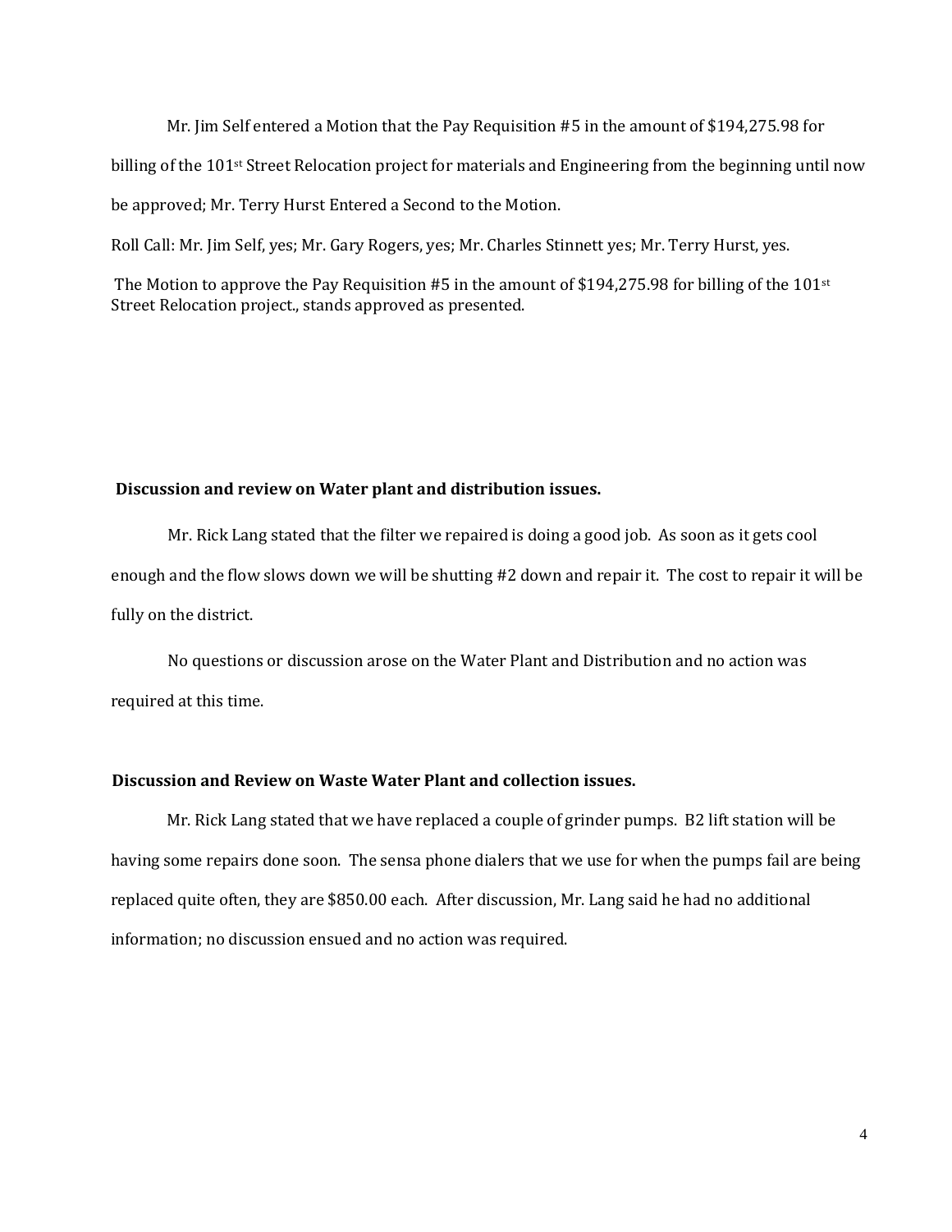Mr. Jim Self entered a Motion that the Pay Requisition #5 in the amount of $194,275.98 for billing of the 101st Street Relocation project for materials and Engineering from the beginning until now be approved; Mr. Terry Hurst Entered a Second to the Motion.

Roll Call: Mr. Jim Self, yes; Mr. Gary Rogers, yes; Mr. Charles Stinnett yes; Mr. Terry Hurst, yes.

The Motion to approve the Pay Requisition #5 in the amount of $194,275.98 for billing of the 101st Street Relocation project., stands approved as presented.

**Discussion and review on Water plant and distribution issues.**

Mr. Rick Lang stated that the filter we repaired is doing a good job. As soon as it gets cool enough and the flow slows down we will be shutting #2 down and repair it. The cost to repair it will be fully on the district.

No questions or discussion arose on the Water Plant and Distribution and no action was required at this time.

**Discussion and Review on Waste Water Plant and collection issues.**

Mr. Rick Lang stated that we have replaced a couple of grinder pumps. B2 lift station will be having some repairs done soon. The sensa phone dialers that we use for when the pumps fail are being replaced quite often, they are $850.00 each. After discussion, Mr. Lang said he had no additional information; no discussion ensued and no action was required.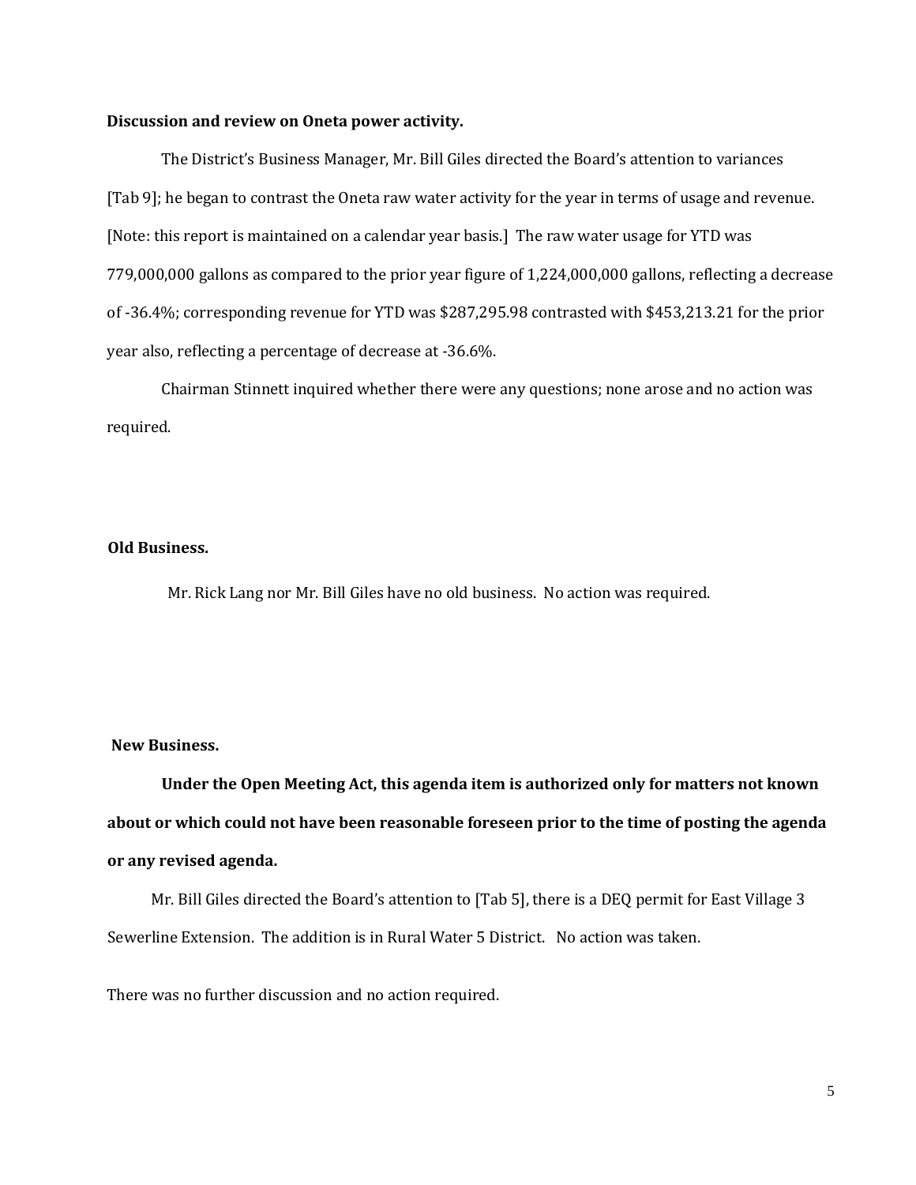**Discussion and review on Oneta power activity.**

The District's Business Manager, Mr. Bill Giles directed the Board's attention to variances [Tab 9]; he began to contrast the Oneta raw water activity for the year in terms of usage and revenue. [Note: this report is maintained on a calendar year basis.] The raw water usage for YTD was 779,000,000 gallons as compared to the prior year figure of 1,224,000,000 gallons, reflecting a decrease of -36.4%; corresponding revenue for YTD was $287,295.98 contrasted with $453,213.21 for the prior year also, reflecting a percentage of decrease at -36.6%.

Chairman Stinnett inquired whether there were any questions; none arose and no action was required.

**Old Business.**

Mr. Rick Lang nor Mr. Bill Giles have no old business. No action was required.

**New Business.**

**Under the Open Meeting Act, this agenda item is authorized only for matters not known about or which could not have been reasonable foreseen prior to the time of posting the agenda or any revised agenda.**

Mr. Bill Giles directed the Board's attention to [Tab 5], there is a DEQ permit for East Village 3 Sewerline Extension. The addition is in Rural Water 5 District. No action was taken.

There was no further discussion and no action required.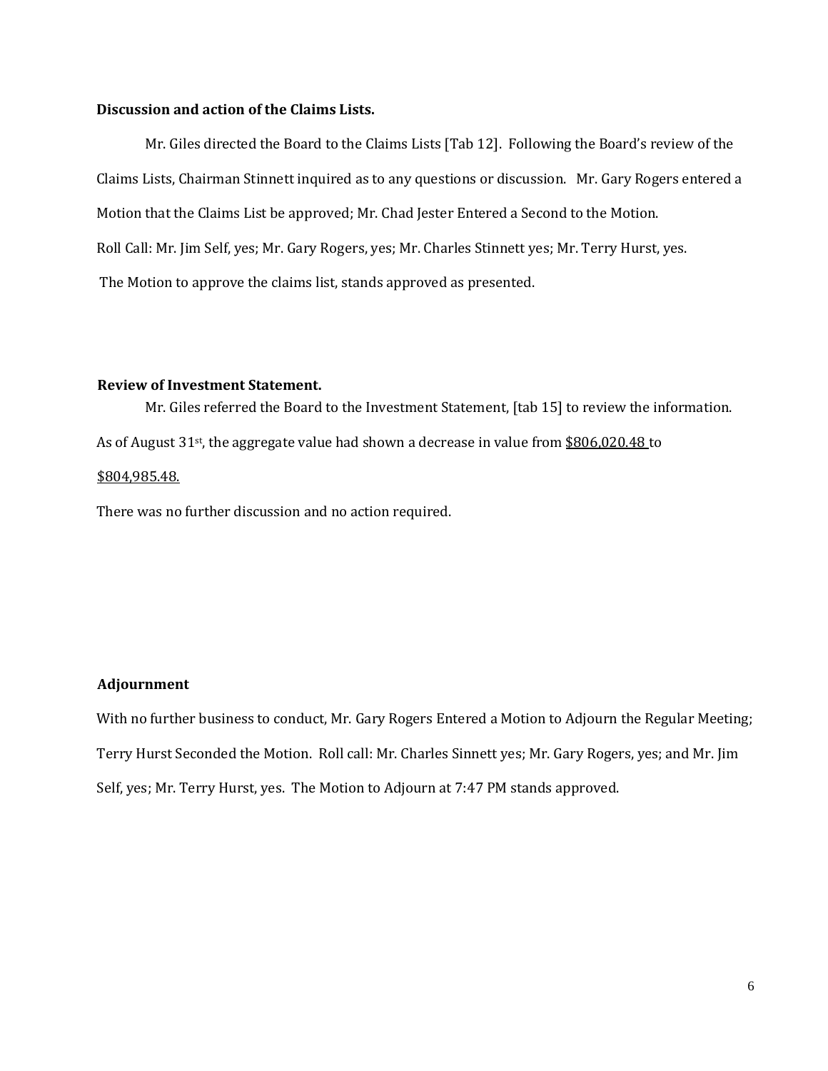**Discussion and action of the Claims Lists.**

Mr. Giles directed the Board to the Claims Lists [Tab 12]. Following the Board's review of the Claims Lists, Chairman Stinnett inquired as to any questions or discussion. Mr. Gary Rogers entered a Motion that the Claims List be approved; Mr. Chad Jester Entered a Second to the Motion.

Roll Call: Mr. Jim Self, yes; Mr. Gary Rogers, yes; Mr. Charles Stinnett yes; Mr. Terry Hurst, yes.

The Motion to approve the claims list, stands approved as presented.

**Review of Investment Statement.**

Mr. Giles referred the Board to the Investment Statement, [tab 15] to review the information.

As of August 31st, the aggregate value had shown a decrease in value from $806,020.48 to $804,985.48.

There was no further discussion and no action required.

**Adjournment**

With no further business to conduct, Mr. Gary Rogers Entered a Motion to Adjourn the Regular Meeting; Terry Hurst Seconded the Motion. Roll call: Mr. Charles Sinnett yes; Mr. Gary Rogers, yes; and Mr. Jim Self, yes; Mr. Terry Hurst, yes. The Motion to Adjourn at 7:47 PM stands approved.